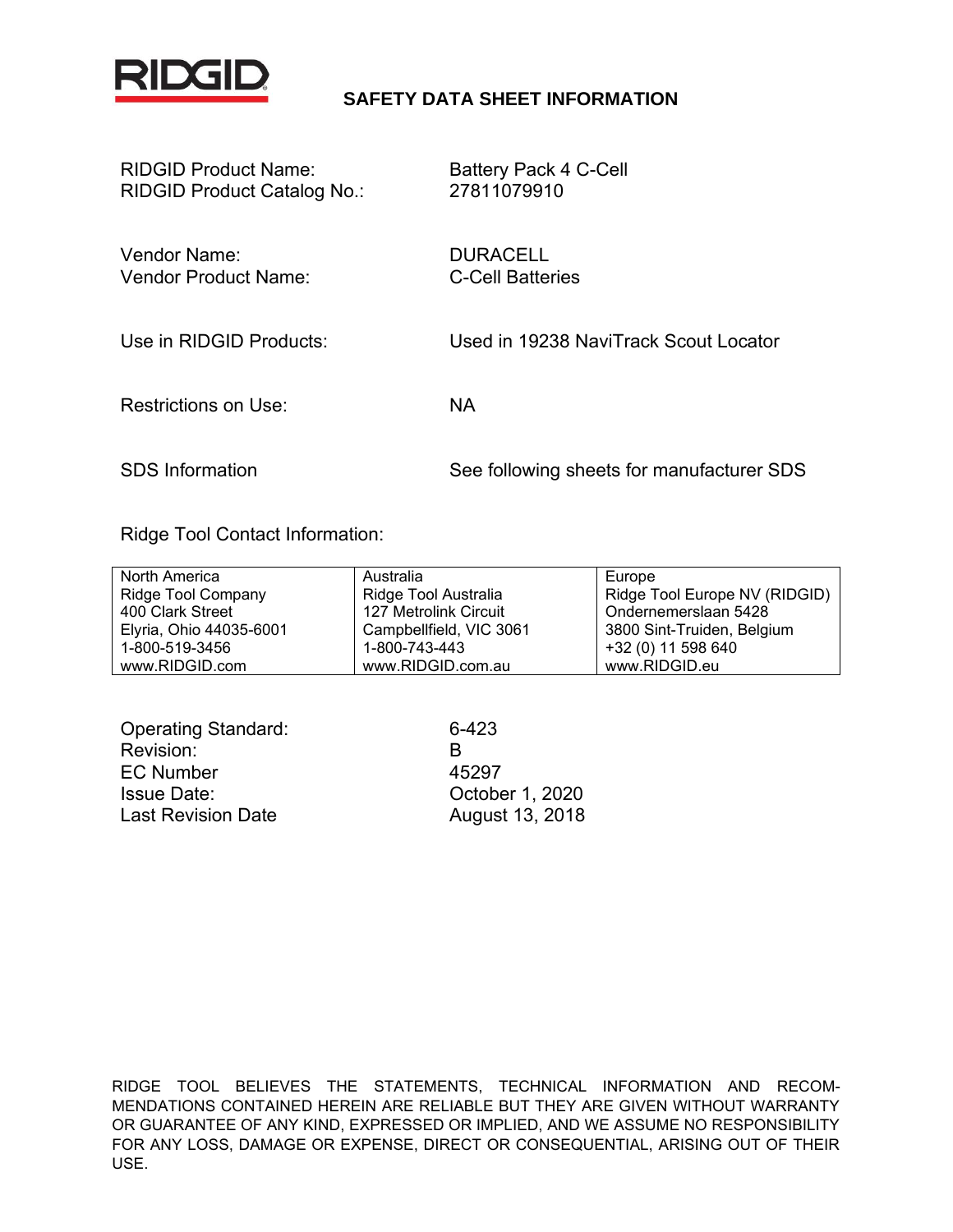RIDGID

# SAFETY DATA SHEET INFORMATION

| | |
|---|---|
| RIDGID Product Name: | Battery Pack 4 C-Cell |
| RIDGID Product Catalog No.: | 27811079910 |
| Vendor Name: | DURACELL |
| Vendor Product Name: | C-Cell Batteries |
| Use in RIDGID Products: | Used in 19238 NaviTrack Scout Locator |
| Restrictions on Use: | NA |
| SDS Information | See following sheets for manufacturer SDS |

Ridge Tool Contact Information:

| North America | Australia | Europe |
|---|---|---|
| Ridge Tool Company | Ridge Tool Australia | Ridge Tool Europe NV (RIDGID) |
| 400 Clark Street | 127 Metrolink Circuit | Ondernemerslaan 5428 |
| Elyria, Ohio 44035-6001 | Campbellfield, VIC 3061 | 3800 Sint-Truiden, Belgium |
| 1-800-519-3456 | 1-800-743-443 | +32 (0) 11 598 640 |
| www.RIDGID.com | www.RIDGID.com.au | www.RIDGID.eu |

| | |
|---|---|
| Operating Standard: | 6-423 |
| Revision: | B |
| EC Number | 45297 |
| Issue Date: | October 1, 2020 |
| Last Revision Date | August 13, 2018 |

RIDGE TOOL BELIEVES THE STATEMENTS, TECHNICAL INFORMATION AND RECOMMENDATIONS CONTAINED HEREIN ARE RELIABLE BUT THEY ARE GIVEN WITHOUT WARRANTY OR GUARANTEE OF ANY KIND, EXPRESSED OR IMPLIED, AND WE ASSUME NO RESPONSIBILITY FOR ANY LOSS, DAMAGE OR EXPENSE, DIRECT OR CONSEQUENTIAL, ARISING OUT OF THEIR USE.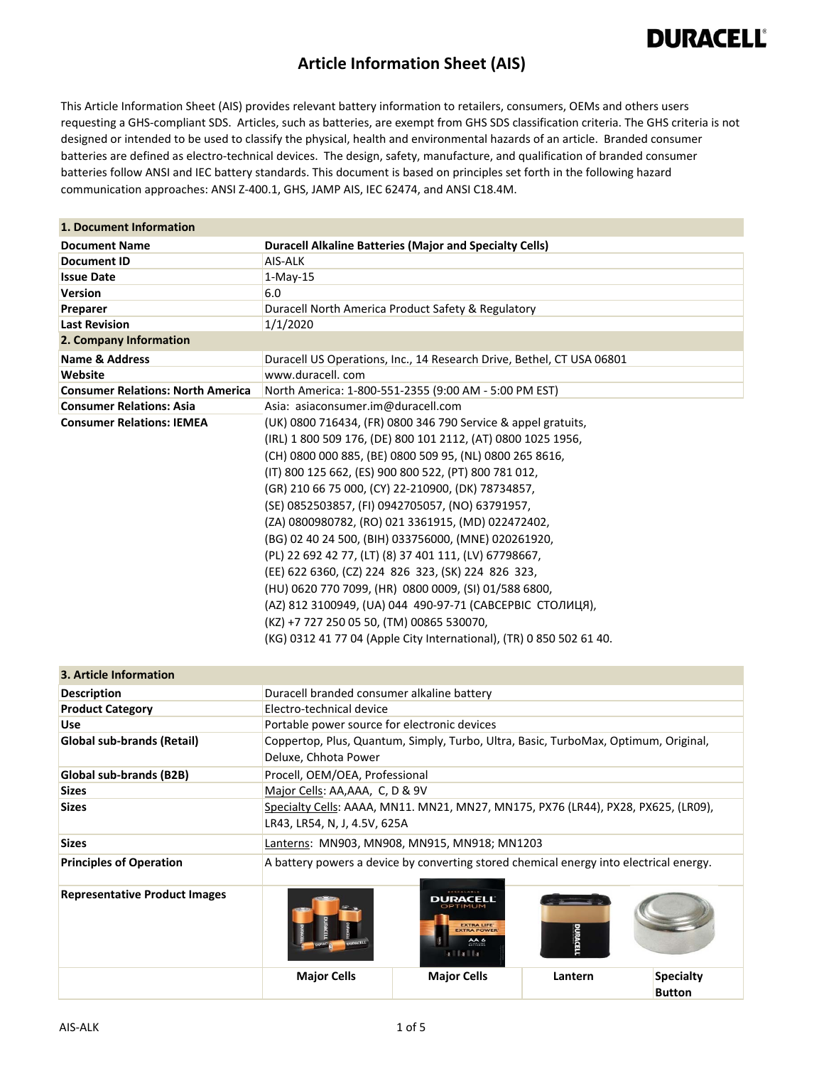# Article Information Sheet (AIS)

This Article Information Sheet (AIS) provides relevant battery information to retailers, consumers, OEMs and others users requesting a GHS-compliant SDS. Articles, such as batteries, are exempt from GHS SDS classification criteria. The GHS criteria is not designed or intended to be used to classify the physical, health and environmental hazards of an article. Branded consumer batteries are defined as electro-technical devices. The design, safety, manufacture, and qualification of branded consumer batteries follow ANSI and IEC battery standards. This document is based on principles set forth in the following hazard communication approaches: ANSI Z-400.1, GHS, JAMP AIS, IEC 62474, and ANSI C18.4M.

| **1. Document Information** | |
|---|---|
| **Document Name** | **Duracell Alkaline Batteries (Major and Specialty Cells)** |
| **Document ID** | AIS-ALK |
| **Issue Date** | 1-May-15 |
| **Version** | 6.0 |
| **Preparer** | Duracell North America Product Safety & Regulatory |
| **Last Revision** | 1/1/2020 |
| **2. Company Information** | |
| **Name & Address** | Duracell US Operations, Inc., 14 Research Drive, Bethel, CT USA 06801 |
| **Website** | www.duracell. com |
| **Consumer Relations: North America** | North America: 1-800-551-2355 (9:00 AM - 5:00 PM EST) |
| **Consumer Relations: Asia** | Asia: asiaconsumer.im@duracell.com |
| **Consumer Relations: IEMEA** | (UK) 0800 716434, (FR) 0800 346 790 Service & appel gratuits, (IRL) 1 800 509 176, (DE) 800 101 2112, (AT) 0800 1025 1956, (CH) 0800 000 885, (BE) 0800 509 95, (NL) 0800 265 8616, (IT) 800 125 662, (ES) 900 800 522, (PT) 800 781 012, (GR) 210 66 75 000, (CY) 22-210900, (DK) 78734857, (SE) 0852503857, (FI) 0942705057, (NO) 63791957, (ZA) 0800980782, (RO) 021 3361915, (MD) 022472402, (BG) 02 40 24 500, (BIH) 033756000, (MNE) 020261920, (PL) 22 692 42 77, (LT) (8) 37 401 111, (LV) 67798667, (EE) 622 6360, (CZ) 224 826 323, (SK) 224 826 323, (HU) 0620 770 7099, (HR) 0800 0009, (SI) 01/588 6800, (AZ) 812 3100949, (UA) 044 490-97-71 (САВСЕРВІС СТОЛИЦЯ), (KZ) +7 727 250 05 50, (TM) 00865 530070, (KG) 0312 41 77 04 (Apple City International), (TR) 0 850 502 61 40. |

| **3. Article Information** | | | | |
|---|---|---|---|---|
| **Description** | Duracell branded consumer alkaline battery | | | |
| **Product Category** | Electro-technical device | | | |
| **Use** | Portable power source for electronic devices | | | |
| **Global sub-brands (Retail)** | Coppertop, Plus, Quantum, Simply, Turbo, Ultra, Basic, TurboMax, Optimum, Original, Deluxe, Chhota Power | | | |
| **Global sub-brands (B2B)** | Procell, OEM/OEA, Professional | | | |
| **Sizes** | Major Cells: AA,AAA, C, D & 9V | | | |
| **Sizes** | Specialty Cells: AAAA, MN11. MN21, MN27, MN175, PX76 (LR44), PX28, PX625, (LR09), LR43, LR54, N, J, 4.5V, 625A | | | |
| **Sizes** | Lanterns: MN903, MN908, MN915, MN918; MN1203 | | | |
| **Principles of Operation** | A battery powers a device by converting stored chemical energy into electrical energy. | | | |
| **Representative Product Images** | | | | |
| | **Major Cells** | **Major Cells** | **Lantern** | **Specialty Button** |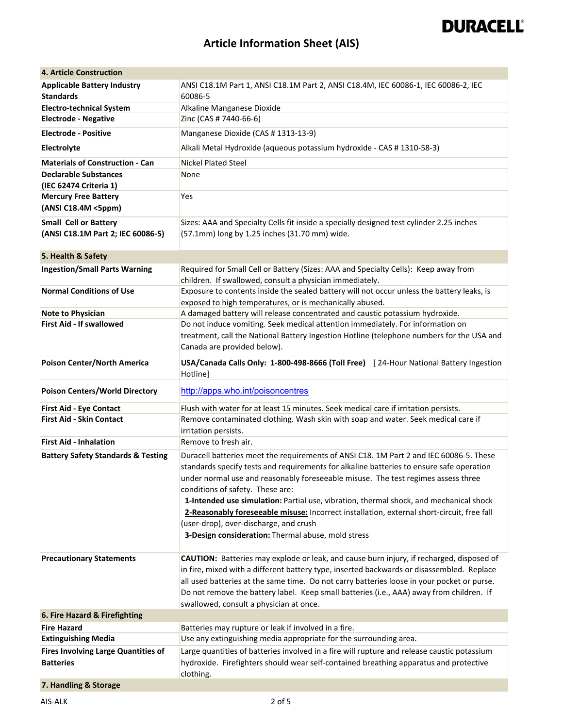# Article Information Sheet (AIS)

| 4. Article Construction | |
|---|---|
| **Applicable Battery Industry Standards** | ANSI C18.1M Part 1, ANSI C18.1M Part 2, ANSI C18.4M, IEC 60086-1, IEC 60086-2, IEC 60086-5 |
| **Electro-technical System** | Alkaline Manganese Dioxide |
| **Electrode - Negative** | Zinc (CAS # 7440-66-6) |
| **Electrode - Positive** | Manganese Dioxide (CAS # 1313-13-9) |
| **Electrolyte** | Alkali Metal Hydroxide (aqueous potassium hydroxide - CAS # 1310-58-3) |
| **Materials of Construction - Can** | Nickel Plated Steel |
| **Declarable Substances (IEC 62474 Criteria 1)** | None |
| **Mercury Free Battery (ANSI C18.4M <5ppm)** | Yes |
| **Small Cell or Battery (ANSI C18.1M Part 2; IEC 60086-5)** | Sizes: AAA and Specialty Cells fit inside a specially designed test cylinder 2.25 inches (57.1mm) long by 1.25 inches (31.70 mm) wide. |
| **5. Health & Safety** | |
| **Ingestion/Small Parts Warning** | Required for Small Cell or Battery (Sizes: AAA and Specialty Cells): Keep away from children. If swallowed, consult a physician immediately. |
| **Normal Conditions of Use** | Exposure to contents inside the sealed battery will not occur unless the battery leaks, is exposed to high temperatures, or is mechanically abused. |
| **Note to Physician** | A damaged battery will release concentrated and caustic potassium hydroxide. |
| **First Aid - If swallowed** | Do not induce vomiting. Seek medical attention immediately. For information on treatment, call the National Battery Ingestion Hotline (telephone numbers for the USA and Canada are provided below). |
| **Poison Center/North America** | **USA/Canada Calls Only: 1-800-498-8666 (Toll Free)** [ 24-Hour National Battery Ingestion Hotline] |
| **Poison Centers/World Directory** | http://apps.who.int/poisoncentres |
| **First Aid - Eye Contact** | Flush with water for at least 15 minutes. Seek medical care if irritation persists. |
| **First Aid - Skin Contact** | Remove contaminated clothing. Wash skin with soap and water. Seek medical care if irritation persists. |
| **First Aid - Inhalation** | Remove to fresh air. |
| **Battery Safety Standards & Testing** | Duracell batteries meet the requirements of ANSI C18. 1M Part 2 and IEC 60086-5. These standards specify tests and requirements for alkaline batteries to ensure safe operation under normal use and reasonably foreseeable misuse. The test regimes assess three conditions of safety. These are:<br>**1-Intended use simulation:** Partial use, vibration, thermal shock, and mechanical shock<br>**2-Reasonably foreseeable misuse:** Incorrect installation, external short-circuit, free fall (user-drop), over-discharge, and crush<br>**3-Design consideration:** Thermal abuse, mold stress |
| **Precautionary Statements** | **CAUTION:** Batteries may explode or leak, and cause burn injury, if recharged, disposed of in fire, mixed with a different battery type, inserted backwards or disassembled. Replace all used batteries at the same time. Do not carry batteries loose in your pocket or purse. Do not remove the battery label. Keep small batteries (i.e., AAA) away from children. If swallowed, consult a physician at once. |
| **6. Fire Hazard & Firefighting** | |
| **Fire Hazard** | Batteries may rupture or leak if involved in a fire. |
| **Extinguishing Media** | Use any extinguishing media appropriate for the surrounding area. |
| **Fires Involving Large Quantities of Batteries** | Large quantities of batteries involved in a fire will rupture and release caustic potassium hydroxide. Firefighters should wear self-contained breathing apparatus and protective clothing. |
| **7. Handling & Storage** | |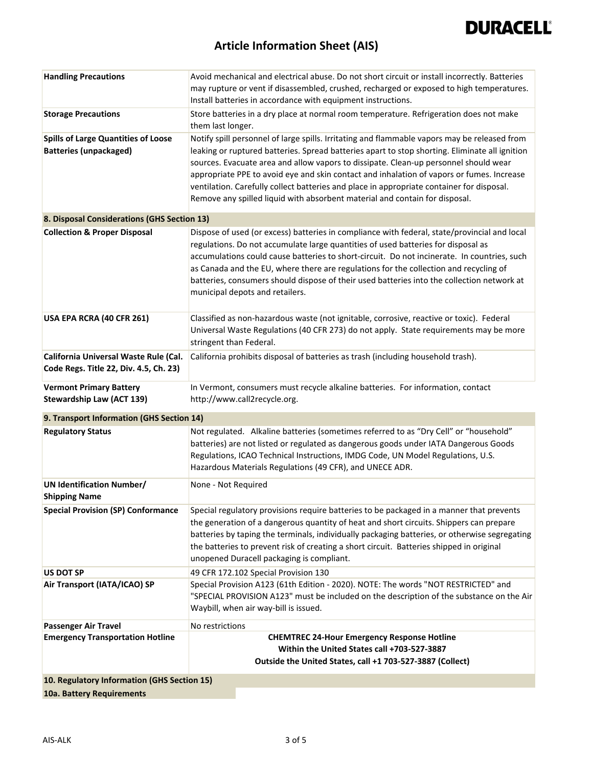| | |
|---|---|
| **Handling Precautions** | Avoid mechanical and electrical abuse. Do not short circuit or install incorrectly. Batteries may rupture or vent if disassembled, crushed, recharged or exposed to high temperatures. Install batteries in accordance with equipment instructions. |
| **Storage Precautions** | Store batteries in a dry place at normal room temperature. Refrigeration does not make them last longer. |
| **Spills of Large Quantities of Loose Batteries (unpackaged)** | Notify spill personnel of large spills. Irritating and flammable vapors may be released from leaking or ruptured batteries. Spread batteries apart to stop shorting. Eliminate all ignition sources. Evacuate area and allow vapors to dissipate. Clean-up personnel should wear appropriate PPE to avoid eye and skin contact and inhalation of vapors or fumes. Increase ventilation. Carefully collect batteries and place in appropriate container for disposal. Remove any spilled liquid with absorbent material and contain for disposal. |

## 8. Disposal Considerations (GHS Section 13)

| | |
|---|---|
| **Collection & Proper Disposal** | Dispose of used (or excess) batteries in compliance with federal, state/provincial and local regulations. Do not accumulate large quantities of used batteries for disposal as accumulations could cause batteries to short-circuit. Do not incinerate. In countries, such as Canada and the EU, where there are regulations for the collection and recycling of batteries, consumers should dispose of their used batteries into the collection network at municipal depots and retailers. |
| **USA EPA RCRA (40 CFR 261)** | Classified as non-hazardous waste (not ignitable, corrosive, reactive or toxic). Federal Universal Waste Regulations (40 CFR 273) do not apply. State requirements may be more stringent than Federal. |
| **California Universal Waste Rule (Cal. Code Regs. Title 22, Div. 4.5, Ch. 23)** | California prohibits disposal of batteries as trash (including household trash). |
| **Vermont Primary Battery Stewardship Law (ACT 139)** | In Vermont, consumers must recycle alkaline batteries. For information, contact http://www.call2recycle.org. |

## 9. Transport Information (GHS Section 14)

| | |
|---|---|
| **Regulatory Status** | Not regulated. Alkaline batteries (sometimes referred to as "Dry Cell" or "household" batteries) are not listed or regulated as dangerous goods under IATA Dangerous Goods Regulations, ICAO Technical Instructions, IMDG Code, UN Model Regulations, U.S. Hazardous Materials Regulations (49 CFR), and UNECE ADR. |
| **UN Identification Number/ Shipping Name** | None - Not Required |
| **Special Provision (SP) Conformance** | Special regulatory provisions require batteries to be packaged in a manner that prevents the generation of a dangerous quantity of heat and short circuits. Shippers can prepare batteries by taping the terminals, individually packaging batteries, or otherwise segregating the batteries to prevent risk of creating a short circuit. Batteries shipped in original unopened Duracell packaging is compliant. |
| **US DOT SP** | 49 CFR 172.102 Special Provision 130 |
| **Air Transport (IATA/ICAO) SP** | Special Provision A123 (61th Edition - 2020). NOTE: The words "NOT RESTRICTED" and "SPECIAL PROVISION A123" must be included on the description of the substance on the Air Waybill, when air way-bill is issued. |
| **Passenger Air Travel** | No restrictions |
| **Emergency Transportation Hotline** | **CHEMTREC 24-Hour Emergency Response Hotline**<br>**Within the United States call +703-527-3887**<br>**Outside the United States, call +1 703-527-3887 (Collect)** |

## 10. Regulatory Information (GHS Section 15)

### 10a. Battery Requirements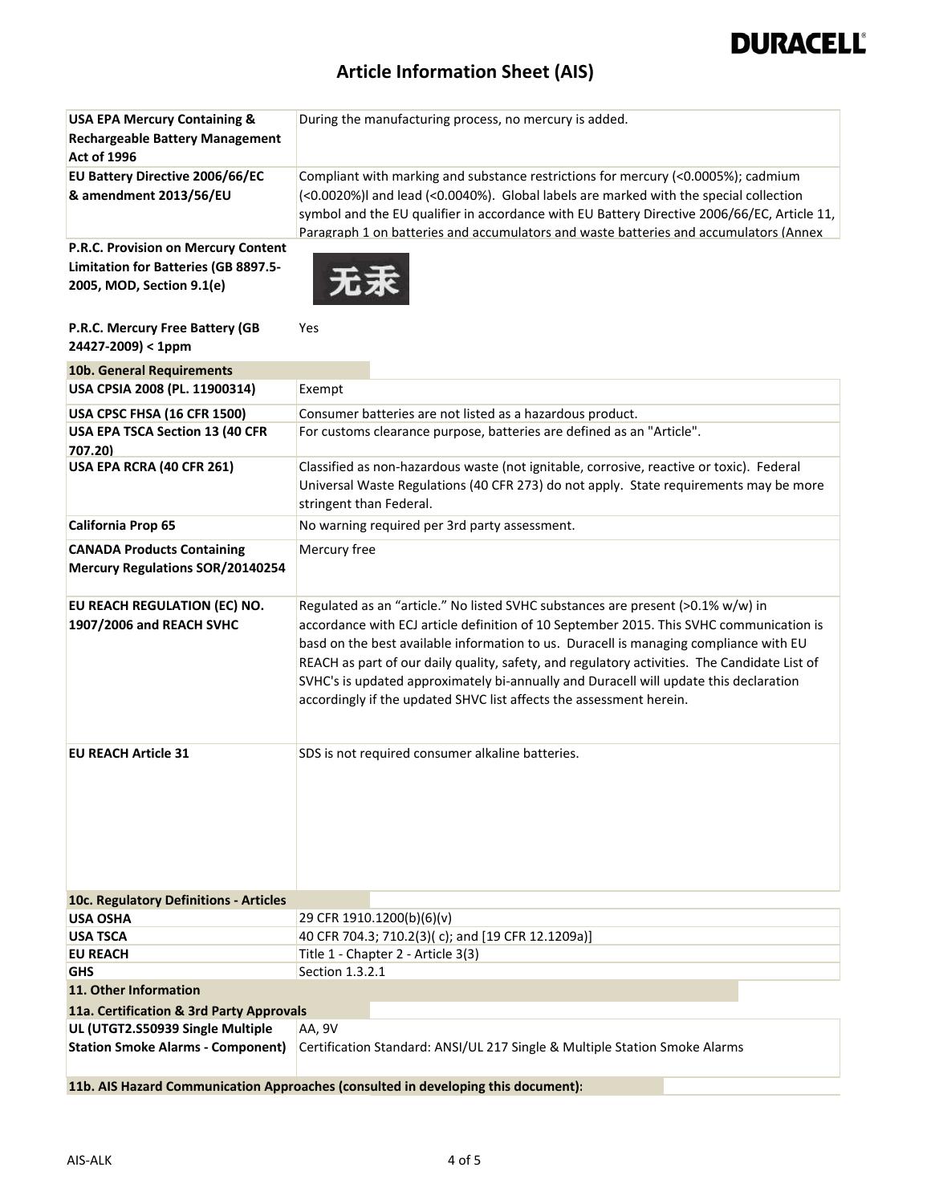# Article Information Sheet (AIS)

| | |
|---|---|
| **USA EPA Mercury Containing & Rechargeable Battery Management Act of 1996** | During the manufacturing process, no mercury is added. |
| **EU Battery Directive 2006/66/EC & amendment 2013/56/EU** | Compliant with marking and substance restrictions for mercury (<0.0005%); cadmium (<0.0020%)l and lead (<0.0040%). Global labels are marked with the special collection symbol and the EU qualifier in accordance with EU Battery Directive 2006/66/EC, Article 11, Paragraph 1 on batteries and accumulators and waste batteries and accumulators (Annex |
| **P.R.C. Provision on Mercury Content Limitation for Batteries (GB 8897.5-2005, MOD, Section 9.1(e)** | 无汞 |
| **P.R.C. Mercury Free Battery (GB 24427-2009) < 1ppm** | Yes |
| **10b. General Requirements** | |
| **USA CPSIA 2008 (PL. 11900314)** | Exempt |
| **USA CPSC FHSA (16 CFR 1500)** | Consumer batteries are not listed as a hazardous product. |
| **USA EPA TSCA Section 13 (40 CFR 707.20)** | For customs clearance purpose, batteries are defined as an "Article". |
| **USA EPA RCRA (40 CFR 261)** | Classified as non-hazardous waste (not ignitable, corrosive, reactive or toxic). Federal Universal Waste Regulations (40 CFR 273) do not apply. State requirements may be more stringent than Federal. |
| **California Prop 65** | No warning required per 3rd party assessment. |
| **CANADA Products Containing Mercury Regulations SOR/20140254** | Mercury free |
| **EU REACH REGULATION (EC) NO. 1907/2006 and REACH SVHC** | Regulated as an "article." No listed SVHC substances are present (>0.1% w/w) in accordance with ECJ article definition of 10 September 2015. This SVHC communication is basd on the best available information to us. Duracell is managing compliance with EU REACH as part of our daily quality, safety, and regulatory activities. The Candidate List of SVHC's is updated approximately bi-annually and Duracell will update this declaration accordingly if the updated SHVC list affects the assessment herein. |
| **EU REACH Article 31** | SDS is not required consumer alkaline batteries. |
| **10c. Regulatory Definitions - Articles** | |
| **USA OSHA** | 29 CFR 1910.1200(b)(6)(v) |
| **USA TSCA** | 40 CFR 704.3; 710.2(3)( c); and [19 CFR 12.1209a)] |
| **EU REACH** | Title 1 - Chapter 2 - Article 3(3) |
| **GHS** | Section 1.3.2.1 |

## 11. Other Information

**11a. Certification & 3rd Party Approvals**

| | |
|---|---|
| **UL (UTGT2.S50939 Single Multiple Station Smoke Alarms - Component)** | AA, 9V<br>Certification Standard: ANSI/UL 217 Single & Multiple Station Smoke Alarms |

**11b. AIS Hazard Communication Approaches (consulted in developing this document):**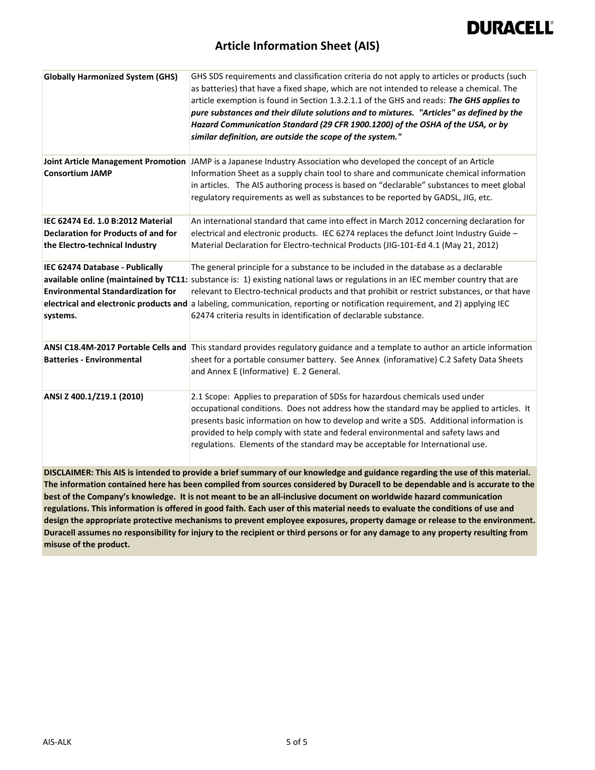| | |
|---|---|
| **Globally Harmonized System (GHS)** | GHS SDS requirements and classification criteria do not apply to articles or products (such as batteries) that have a fixed shape, which are not intended to release a chemical. The article exemption is found in Section 1.3.2.1.1 of the GHS and reads: ***The GHS applies to pure substances and their dilute solutions and to mixtures. "Articles" as defined by the Hazard Communication Standard (29 CFR 1900.1200) of the OSHA of the USA, or by similar definition, are outside the scope of the system."*** |
| **Joint Article Management Promotion Consortium JAMP** | JAMP is a Japanese Industry Association who developed the concept of an Article Information Sheet as a supply chain tool to share and communicate chemical information in articles. The AIS authoring process is based on "declarable" substances to meet global regulatory requirements as well as substances to be reported by GADSL, JIG, etc. |
| **IEC 62474 Ed. 1.0 B:2012 Material Declaration for Products of and for the Electro-technical Industry** | An international standard that came into effect in March 2012 concerning declaration for electrical and electronic products. IEC 6274 replaces the defunct Joint Industry Guide – Material Declaration for Electro-technical Products (JIG-101-Ed 4.1 (May 21, 2012) |
| **IEC 62474 Database - Publically available online (maintained by TC11: Environmental Standardization for electrical and electronic products and systems.** | The general principle for a substance to be included in the database as a declarable substance is: 1) existing national laws or regulations in an IEC member country that are relevant to Electro-technical products and that prohibit or restrict substances, or that have a labeling, communication, reporting or notification requirement, and 2) applying IEC 62474 criteria results in identification of declarable substance. |
| **ANSI C18.4M-2017 Portable Cells and Batteries - Environmental** | This standard provides regulatory guidance and a template to author an article information sheet for a portable consumer battery. See Annex (inforamative) C.2 Safety Data Sheets and Annex E (Informative) E. 2 General. |
| **ANSI Z 400.1/Z19.1 (2010)** | 2.1 Scope: Applies to preparation of SDSs for hazardous chemicals used under occupational conditions. Does not address how the standard may be applied to articles. It presents basic information on how to develop and write a SDS. Additional information is provided to help comply with state and federal environmental and safety laws and regulations. Elements of the standard may be acceptable for International use. |

**DISCLAIMER: This AIS is intended to provide a brief summary of our knowledge and guidance regarding the use of this material. The information contained here has been compiled from sources considered by Duracell to be dependable and is accurate to the best of the Company's knowledge. It is not meant to be an all-inclusive document on worldwide hazard communication regulations. This information is offered in good faith. Each user of this material needs to evaluate the conditions of use and design the appropriate protective mechanisms to prevent employee exposures, property damage or release to the environment. Duracell assumes no responsibility for injury to the recipient or third persons or for any damage to any property resulting from misuse of the product.**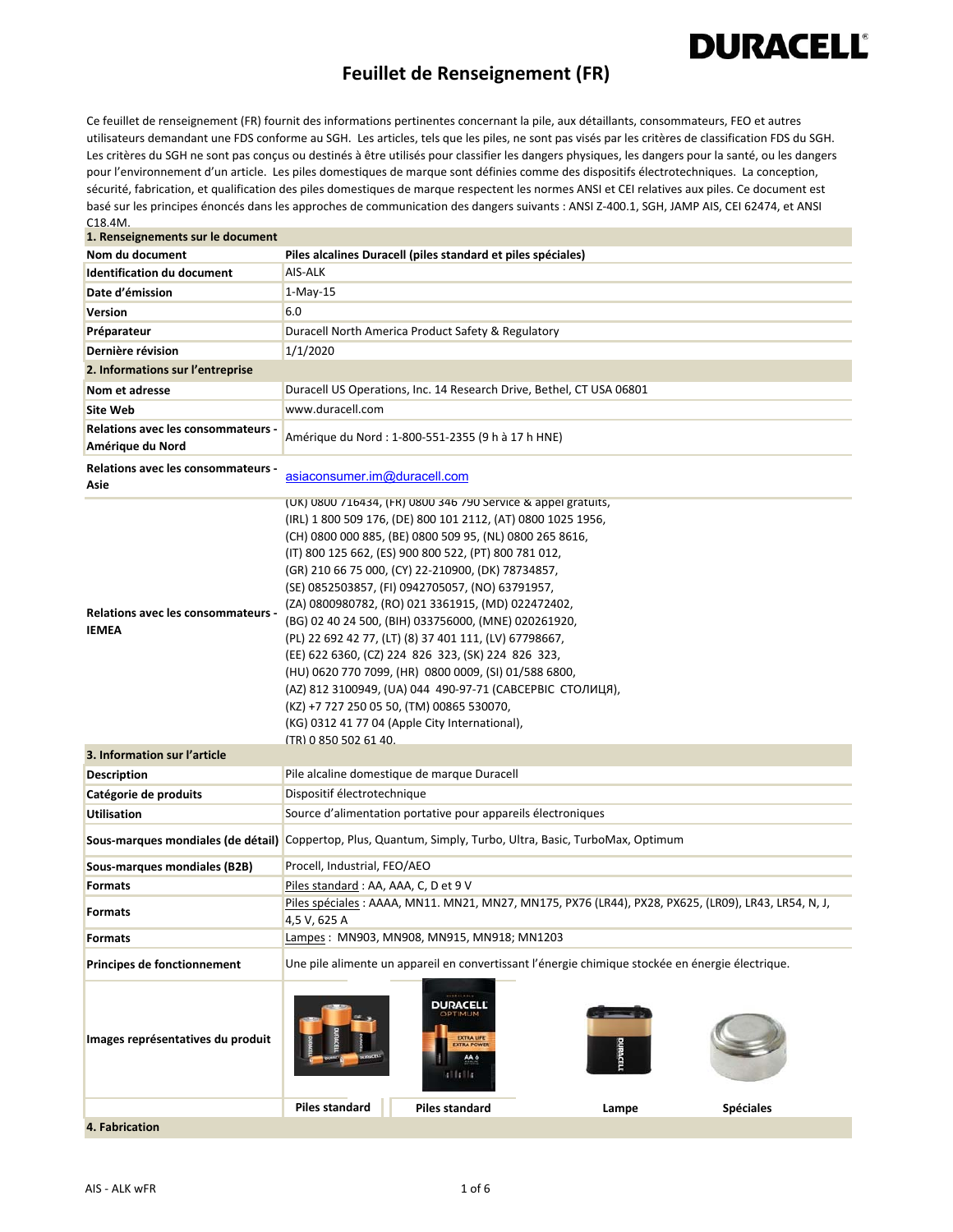# Feuillet de Renseignement (FR)

Ce feuillet de renseignement (FR) fournit des informations pertinentes concernant la pile, aux détaillants, consommateurs, FEO et autres utilisateurs demandant une FDS conforme au SGH. Les articles, tels que les piles, ne sont pas visés par les critères de classification FDS du SGH. Les critères du SGH ne sont pas conçus ou destinés à être utilisés pour classifier les dangers physiques, les dangers pour la santé, ou les dangers pour l'environnement d'un article. Les piles domestiques de marque sont définies comme des dispositifs électrotechniques. La conception, sécurité, fabrication, et qualification des piles domestiques de marque respectent les normes ANSI et CEI relatives aux piles. Ce document est basé sur les principes énoncés dans les approches de communication des dangers suivants : ANSI Z-400.1, SGH, JAMP AIS, CEI 62474, et ANSI C18.4M.

| **1. Renseignements sur le document** | |
|---|---|
| **Nom du document** | **Piles alcalines Duracell (piles standard et piles spéciales)** |
| **Identification du document** | AIS-ALK |
| **Date d'émission** | 1-May-15 |
| **Version** | 6.0 |
| **Préparateur** | Duracell North America Product Safety & Regulatory |
| **Dernière révision** | 1/1/2020 |
| **2. Informations sur l'entreprise** | |
| **Nom et adresse** | Duracell US Operations, Inc. 14 Research Drive, Bethel, CT USA 06801 |
| **Site Web** | www.duracell.com |
| **Relations avec les consommateurs - Amérique du Nord** | Amérique du Nord : 1-800-551-2355 (9 h à 17 h HNE) |
| **Relations avec les consommateurs - Asie** | asiaconsumer.im@duracell.com |
| **Relations avec les consommateurs - IEMEA** | (UK) 0800 716434, (FR) 0800 346 790 Service & appel gratuits, (IRL) 1 800 509 176, (DE) 800 101 2112, (AT) 0800 1025 1956, (CH) 0800 000 885, (BE) 0800 509 95, (NL) 0800 265 8616, (IT) 800 125 662, (ES) 900 800 522, (PT) 800 781 012, (GR) 210 66 75 000, (CY) 22-210900, (DK) 78734857, (SE) 0852503857, (FI) 0942705057, (NO) 63791957, (ZA) 0800980782, (RO) 021 3361915, (MD) 022472402, (BG) 02 40 24 500, (BIH) 033756000, (MNE) 020261920, (PL) 22 692 42 77, (LT) (8) 37 401 111, (LV) 67798667, (EE) 622 6360, (CZ) 224 826 323, (SK) 224 826 323, (HU) 0620 770 7099, (HR) 0800 0009, (SI) 01/588 6800, (AZ) 812 3100949, (UA) 044 490-97-71 (САВСЕРВІС СТОЛИЦЯ), (KZ) +7 727 250 05 50, (TM) 00865 530070, (KG) 0312 41 77 04 (Apple City International), (TR) 0 850 502 61 40. |
| **3. Information sur l'article** | |
| **Description** | Pile alcaline domestique de marque Duracell |
| **Catégorie de produits** | Dispositif électrotechnique |
| **Utilisation** | Source d'alimentation portative pour appareils électroniques |
| **Sous-marques mondiales (de détail)** | Coppertop, Plus, Quantum, Simply, Turbo, Ultra, Basic, TurboMax, Optimum |
| **Sous-marques mondiales (B2B)** | Procell, Industrial, FEO/AEO |
| **Formats** | Piles standard : AA, AAA, C, D et 9 V |
| **Formats** | Piles spéciales : AAAA, MN11. MN21, MN27, MN175, PX76 (LR44), PX28, PX625, (LR09), LR43, LR54, N, J, 4,5 V, 625 A |
| **Formats** | Lampes : MN903, MN908, MN915, MN918; MN1203 |
| **Principes de fonctionnement** | Une pile alimente un appareil en convertissant l'énergie chimique stockée en énergie électrique. |
| **Images représentatives du produit** | Piles standard / Piles standard / Lampe / Spéciales |
| **4. Fabrication** | |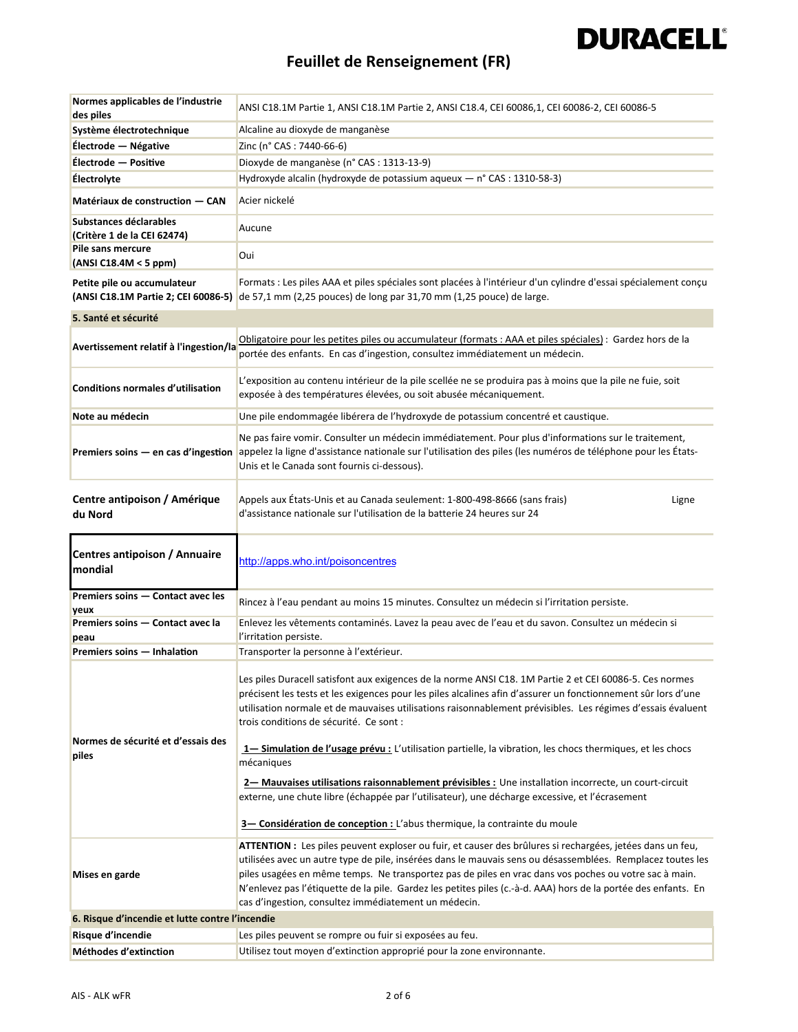# Feuillet de Renseignement (FR)

| | |
|---|---|
| **Normes applicables de l'industrie des piles** | ANSI C18.1M Partie 1, ANSI C18.1M Partie 2, ANSI C18.4, CEI 60086,1, CEI 60086-2, CEI 60086-5 |
| **Système électrotechnique** | Alcaline au dioxyde de manganèse |
| **Électrode — Négative** | Zinc (n° CAS : 7440-66-6) |
| **Électrode — Positive** | Dioxyde de manganèse (n° CAS : 1313-13-9) |
| **Électrolyte** | Hydroxyde alcalin (hydroxyde de potassium aqueux — n° CAS : 1310-58-3) |
| **Matériaux de construction — CAN** | Acier nickelé |
| **Substances déclarables (Critère 1 de la CEI 62474)** | Aucune |
| **Pile sans mercure (ANSI C18.4M < 5 ppm)** | Oui |
| **Petite pile ou accumulateur (ANSI C18.1M Partie 2; CEI 60086-5)** | Formats : Les piles AAA et piles spéciales sont placées à l'intérieur d'un cylindre d'essai spécialement conçu de 57,1 mm (2,25 pouces) de long par 31,70 mm (1,25 pouce) de large. |
| **5. Santé et sécurité** | |
| **Avertissement relatif à l'ingestion/la** | Obligatoire pour les petites piles ou accumulateur (formats : AAA et piles spéciales) : Gardez hors de la portée des enfants. En cas d'ingestion, consultez immédiatement un médecin. |
| **Conditions normales d'utilisation** | L'exposition au contenu intérieur de la pile scellée ne se produira pas à moins que la pile ne fuie, soit exposée à des températures élevées, ou soit abusée mécaniquement. |
| **Note au médecin** | Une pile endommagée libérera de l'hydroxyde de potassium concentré et caustique. |
| **Premiers soins — en cas d'ingestion** | Ne pas faire vomir. Consulter un médecin immédiatement. Pour plus d'informations sur le traitement, appelez la ligne d'assistance nationale sur l'utilisation des piles (les numéros de téléphone pour les États-Unis et le Canada sont fournis ci-dessous). |
| **Centre antipoison / Amérique du Nord** | Appels aux États-Unis et au Canada seulement: 1-800-498-8666 (sans frais) Ligne d'assistance nationale sur l'utilisation de la batterie 24 heures sur 24 |
| **Centres antipoison / Annuaire mondial** | http://apps.who.int/poisoncentres |
| **Premiers soins — Contact avec les yeux** | Rincez à l'eau pendant au moins 15 minutes. Consultez un médecin si l'irritation persiste. |
| **Premiers soins — Contact avec la peau** | Enlevez les vêtements contaminés. Lavez la peau avec de l'eau et du savon. Consultez un médecin si l'irritation persiste. |
| **Premiers soins — Inhalation** | Transporter la personne à l'extérieur. |
| **Normes de sécurité et d'essais des piles** | Les piles Duracell satisfont aux exigences de la norme ANSI C18. 1M Partie 2 et CEI 60086-5. Ces normes précisent les tests et les exigences pour les piles alcalines afin d'assurer un fonctionnement sûr lors d'une utilisation normale et de mauvaises utilisations raisonnablement prévisibles. Les régimes d'essais évaluent trois conditions de sécurité. Ce sont :<br><br>**1— Simulation de l'usage prévu :** L'utilisation partielle, la vibration, les chocs thermiques, et les chocs mécaniques<br><br>**2— Mauvaises utilisations raisonnablement prévisibles :** Une installation incorrecte, un court-circuit externe, une chute libre (échappée par l'utilisateur), une décharge excessive, et l'écrasement<br><br>**3— Considération de conception :** L'abus thermique, la contrainte du moule |
| **Mises en garde** | **ATTENTION :** Les piles peuvent exploser ou fuir, et causer des brûlures si rechargées, jetées dans un feu, utilisées avec un autre type de pile, insérées dans le mauvais sens ou désassemblées. Remplacez toutes les piles usagées en même temps. Ne transportez pas de piles en vrac dans vos poches ou votre sac à main. N'enlevez pas l'étiquette de la pile. Gardez les petites piles (c.-à-d. AAA) hors de la portée des enfants. En cas d'ingestion, consultez immédiatement un médecin. |
| **6. Risque d'incendie et lutte contre l'incendie** | |
| **Risque d'incendie** | Les piles peuvent se rompre ou fuir si exposées au feu. |
| **Méthodes d'extinction** | Utilisez tout moyen d'extinction approprié pour la zone environnante. |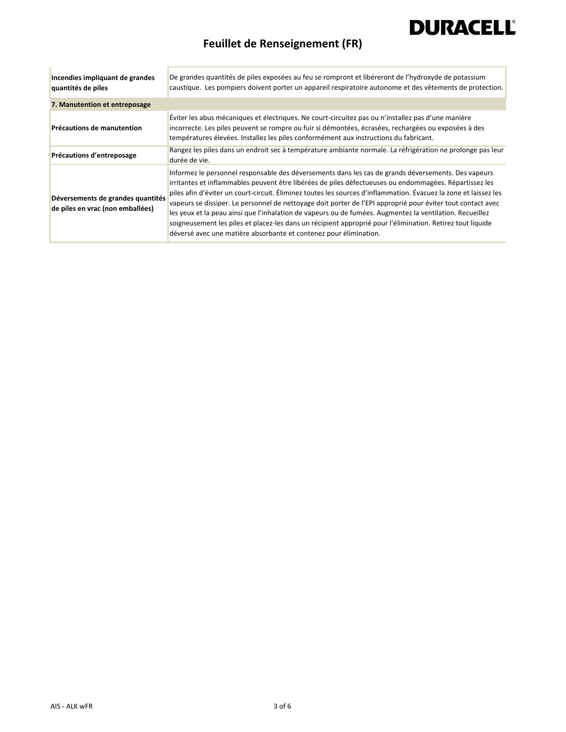# Feuillet de Renseignement (FR)

| | |
|---|---|
| **Incendies impliquant de grandes quantités de piles** | De grandes quantités de piles exposées au feu se rompront et libéreront de l'hydroxyde de potassium caustique. Les pompiers doivent porter un appareil respiratoire autonome et des vêtements de protection. |
| **7. Manutention et entreposage** | |
| **Précautions de manutention** | Éviter les abus mécaniques et électriques. Ne court-circuitez pas ou n'installez pas d'une manière incorrecte. Les piles peuvent se rompre ou fuir si démontées, écrasées, rechargées ou exposées à des températures élevées. Installez les piles conformément aux instructions du fabricant. |
| **Précautions d'entreposage** | Rangez les piles dans un endroit sec à température ambiante normale. La réfrigération ne prolonge pas leur durée de vie. |
| **Déversements de grandes quantités de piles en vrac (non emballées)** | Informez le personnel responsable des déversements dans les cas de grands déversements. Des vapeurs irritantes et inflammables peuvent être libérées de piles défectueuses ou endommagées. Répartissez les piles afin d'éviter un court-circuit. Éliminez toutes les sources d'inflammation. Évacuez la zone et laissez les vapeurs se dissiper. Le personnel de nettoyage doit porter de l'EPI approprié pour éviter tout contact avec les yeux et la peau ainsi que l'inhalation de vapeurs ou de fumées. Augmentez la ventilation. Recueillez soigneusement les piles et placez-les dans un récipient approprié pour l'élimination. Retirez tout liquide déversé avec une matière absorbante et contenez pour élimination. |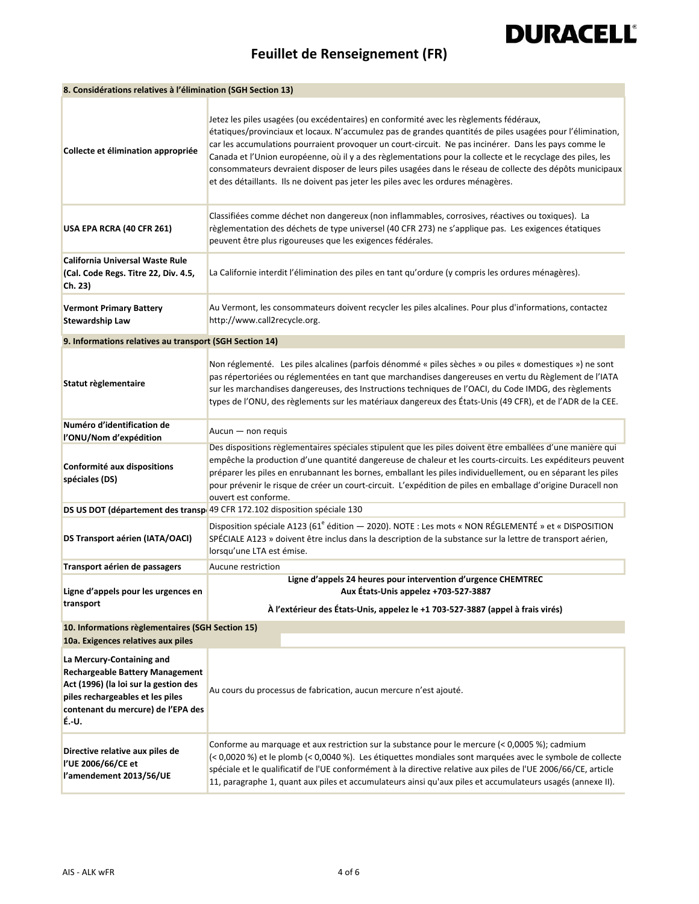# Feuillet de Renseignement (FR)

| 8. Considérations relatives à l'élimination (SGH Section 13) | |
|---|---|
| Collecte et élimination appropriée | Jetez les piles usagées (ou excédentaires) en conformité avec les règlements fédéraux, étatiques/provinciaux et locaux. N'accumulez pas de grandes quantités de piles usagées pour l'élimination, car les accumulations pourraient provoquer un court-circuit. Ne pas incinérer. Dans les pays comme le Canada et l'Union européenne, où il y a des règlementations pour la collecte et le recyclage des piles, les consommateurs devraient disposer de leurs piles usagées dans le réseau de collecte des dépôts municipaux et des détaillants. Ils ne doivent pas jeter les piles avec les ordures ménagères. |
| USA EPA RCRA (40 CFR 261) | Classifiées comme déchet non dangereux (non inflammables, corrosives, réactives ou toxiques). La règlementation des déchets de type universel (40 CFR 273) ne s'applique pas. Les exigences étatiques peuvent être plus rigoureuses que les exigences fédérales. |
| California Universal Waste Rule (Cal. Code Regs. Titre 22, Div. 4.5, Ch. 23) | La Californie interdit l'élimination des piles en tant qu'ordure (y compris les ordures ménagères). |
| Vermont Primary Battery Stewardship Law | Au Vermont, les consommateurs doivent recycler les piles alcalines. Pour plus d'informations, contactez http://www.call2recycle.org. |

| 9. Informations relatives au transport (SGH Section 14) | |
|---|---|
| Statut règlementaire | Non réglementé. Les piles alcalines (parfois dénommé « piles sèches » ou piles « domestiques ») ne sont pas répertoriées ou réglementées en tant que marchandises dangereuses en vertu du Règlement de l'IATA sur les marchandises dangereuses, des Instructions techniques de l'OACI, du Code IMDG, des règlements types de l'ONU, des règlements sur les matériaux dangereux des États-Unis (49 CFR), et de l'ADR de la CEE. |
| Numéro d'identification de l'ONU/Nom d'expédition | Aucun — non requis |
| Conformité aux dispositions spéciales (DS) | Des dispositions règlementaires spéciales stipulent que les piles doivent être emballées d'une manière qui empêche la production d'une quantité dangereuse de chaleur et les courts-circuits. Les expéditeurs peuvent préparer les piles en enrubannant les bornes, emballant les piles individuellement, ou en séparant les piles pour prévenir le risque de créer un court-circuit. L'expédition de piles en emballage d'origine Duracell non ouvert est conforme. |
| DS US DOT (département des transp | 49 CFR 172.102 disposition spéciale 130 |
| DS Transport aérien (IATA/OACI) | Disposition spéciale A123 (61[e] édition — 2020). NOTE : Les mots « NON RÉGLEMENTÉ » et « DISPOSITION SPÉCIALE A123 » doivent être inclus dans la description de la substance sur la lettre de transport aérien, lorsqu'une LTA est émise. |
| Transport aérien de passagers | Aucune restriction |
| Ligne d'appels pour les urgences en transport | **Ligne d'appels 24 heures pour intervention d'urgence CHEMTREC**<br>**Aux États-Unis appelez +703-527-3887**<br>**À l'extérieur des États-Unis, appelez le +1 703-527-3887 (appel à frais virés)** |

| 10. Informations règlementaires (SGH Section 15) | |
|---|---|
| **10a. Exigences relatives aux piles** | |
| La Mercury-Containing and Rechargeable Battery Management Act (1996) (la loi sur la gestion des piles rechargeables et les piles contenant du mercure) de l'EPA des É.-U. | Au cours du processus de fabrication, aucun mercure n'est ajouté. |
| Directive relative aux piles de l'UE 2006/66/CE et l'amendement 2013/56/UE | Conforme au marquage et aux restriction sur la substance pour le mercure (< 0,0005 %); cadmium (< 0,0020 %) et le plomb (< 0,0040 %). Les étiquettes mondiales sont marquées avec le symbole de collecte spéciale et le qualificatif de l'UE conformément à la directive relative aux piles de l'UE 2006/66/CE, article 11, paragraphe 1, quant aux piles et accumulateurs ainsi qu'aux piles et accumulateurs usagés (annexe II). |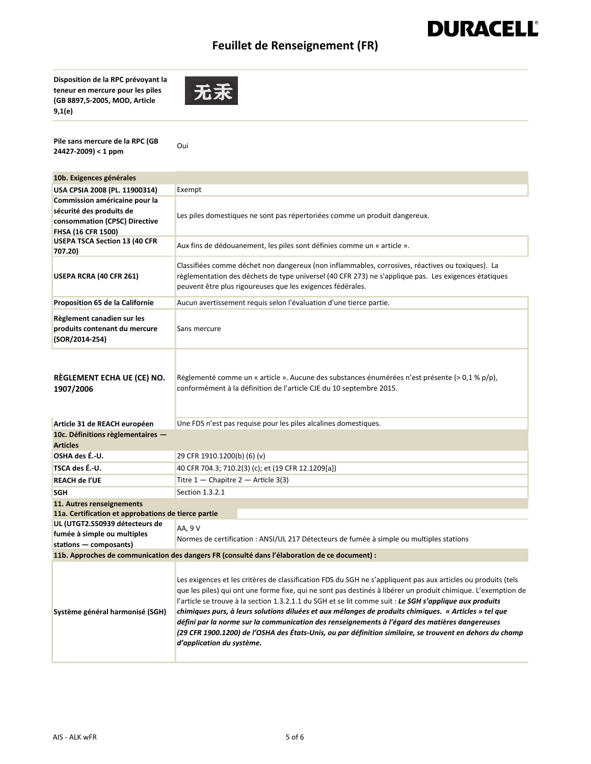# Feuillet de Renseignement (FR)

| | |
|---|---|
| **Disposition de la RPC prévoyant la teneur en mercure pour les piles (GB 8897,5-2005, MOD, Article 9,1(e)** | 无汞 |
| **Pile sans mercure de la RPC (GB 24427-2009) < 1 ppm** | Oui |

| **10b. Exigences générales** | |
|---|---|
| **USA CPSIA 2008 (PL. 11900314)** | Exempt |
| **Commission américaine pour la sécurité des produits de consommation (CPSC) Directive FHSA (16 CFR 1500)** | Les piles domestiques ne sont pas répertoriées comme un produit dangereux. |
| **USEPA TSCA Section 13 (40 CFR 707.20)** | Aux fins de dédouanement, les piles sont définies comme un « article ». |
| **USEPA RCRA (40 CFR 261)** | Classifiées comme déchet non dangereux (non inflammables, corrosives, réactives ou toxiques). La règlementation des déchets de type universel (40 CFR 273) ne s'applique pas. Les exigences étatiques peuvent être plus rigoureuses que les exigences fédérales. |
| **Proposition 65 de la Californie** | Aucun avertissement requis selon l'évaluation d'une tierce partie. |
| **Règlement canadien sur les produits contenant du mercure (SOR/2014-254)** | Sans mercure |
| **RÈGLEMENT ECHA UE (CE) NO. 1907/2006** | Réglementé comme un « article ». Aucune des substances énumérées n'est présente (> 0,1 % p/p), conformément à la définition de l'article CJE du 10 septembre 2015. |
| **Article 31 de REACH européen** | Une FDS n'est pas requise pour les piles alcalines domestiques. |
| **10c. Définitions règlementaires — Articles** | |
| **OSHA des É.-U.** | 29 CFR 1910.1200(b) (6) (v) |
| **TSCA des É.-U.** | 40 CFR 704.3; 710.2(3) (c); et (19 CFR 12.1209[a]) |
| **REACH de l'UE** | Titre 1 — Chapitre 2 — Article 3(3) |
| **SGH** | Section 1.3.2.1 |
| **11. Autres renseignements** | |
| **11a. Certification et approbations de tierce partie** | |
| **UL (UTGT2.S50939 détecteurs de fumée à simple ou multiples stations — composants)** | AA, 9 V<br>Normes de certification : ANSI/UL 217 Détecteurs de fumée à simple ou multiples stations |
| **11b. Approches de communication des dangers FR (consulté dans l'élaboration de ce document) :** | |
| **Système général harmonisé (SGH)** | Les exigences et les critères de classification FDS du SGH ne s'appliquent pas aux articles ou produits (tels que les piles) qui ont une forme fixe, qui ne sont pas destinés à libérer un produit chimique. L'exemption de l'article se trouve à la section 1.3.2.1.1 du SGH et se lit comme suit : ***Le SGH s'applique aux produits chimiques purs, à leurs solutions diluées et aux mélanges de produits chimiques. « Articles » tel que défini par la norme sur la communication des renseignements à l'égard des matières dangereuses (29 CFR 1900.1200) de l'OSHA des États-Unis, ou par définition similaire, se trouvent en dehors du champ d'application du système.*** |

AIS - ALK wFR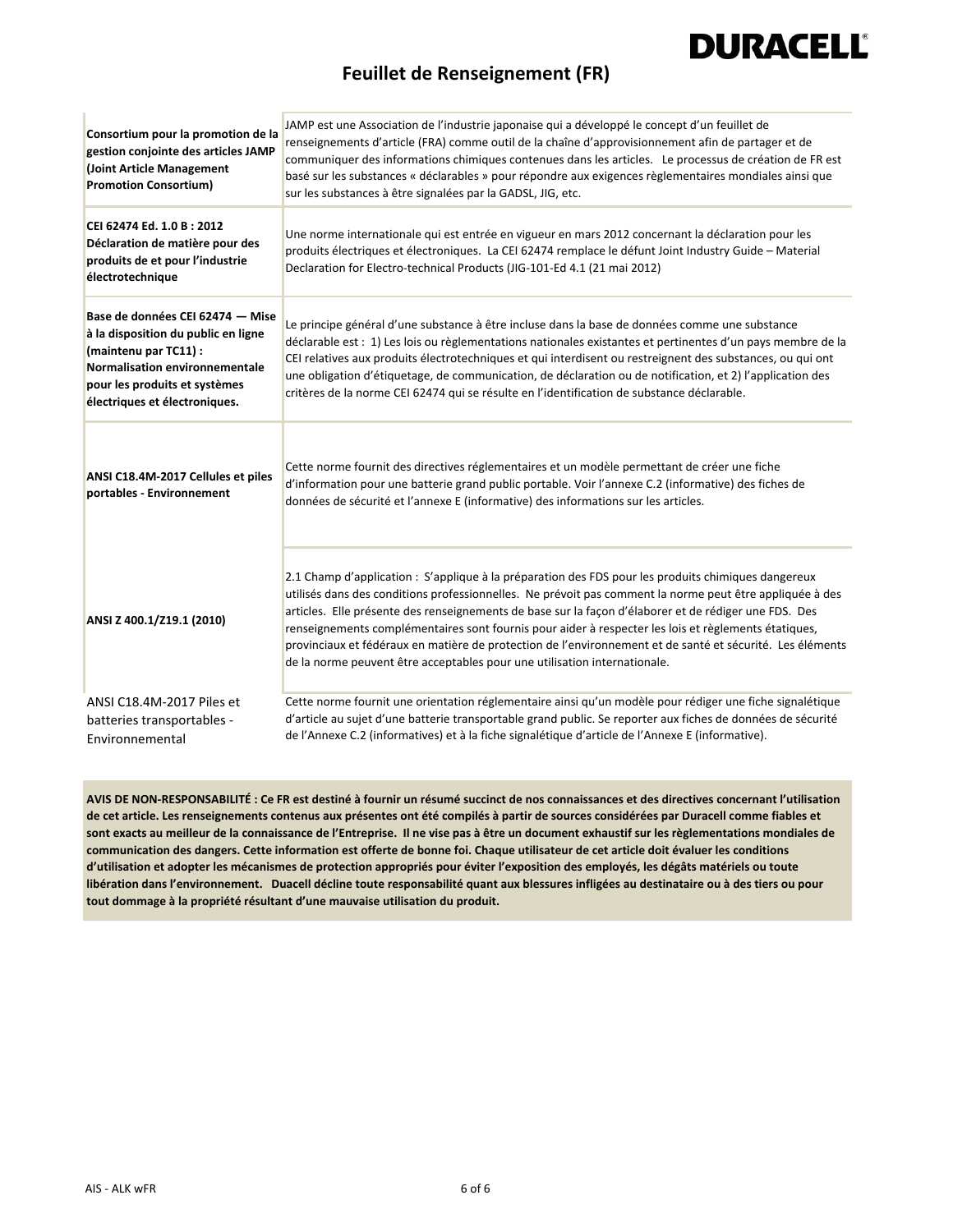## Feuillet de Renseignement (FR)

| | |
|---|---|
| **Consortium pour la promotion de la gestion conjointe des articles JAMP (Joint Article Management Promotion Consortium)** | JAMP est une Association de l'industrie japonaise qui a développé le concept d'un feuillet de renseignements d'article (FRA) comme outil de la chaîne d'approvisionnement afin de partager et de communiquer des informations chimiques contenues dans les articles. Le processus de création de FR est basé sur les substances « déclarables » pour répondre aux exigences règlementaires mondiales ainsi que sur les substances à être signalées par la GADSL, JIG, etc. |
| **CEI 62474 Ed. 1.0 B : 2012 Déclaration de matière pour des produits de et pour l'industrie électrotechnique** | Une norme internationale qui est entrée en vigueur en mars 2012 concernant la déclaration pour les produits électriques et électroniques. La CEI 62474 remplace le défunt Joint Industry Guide – Material Declaration for Electro-technical Products (JIG-101-Ed 4.1 (21 mai 2012) |
| **Base de données CEI 62474 — Mise à la disposition du public en ligne (maintenu par TC11) : Normalisation environnementale pour les produits et systèmes électriques et électroniques.** | Le principe général d'une substance à être incluse dans la base de données comme une substance déclarable est : 1) Les lois ou règlementations nationales existantes et pertinentes d'un pays membre de la CEI relatives aux produits électrotechniques et qui interdisent ou restreignent des substances, ou qui ont une obligation d'étiquetage, de communication, de déclaration ou de notification, et 2) l'application des critères de la norme CEI 62474 qui se résulte en l'identification de substance déclarable. |
| **ANSI C18.4M-2017 Cellules et piles portables - Environnement** | Cette norme fournit des directives réglementaires et un modèle permettant de créer une fiche d'information pour une batterie grand public portable. Voir l'annexe C.2 (informative) des fiches de données de sécurité et l'annexe E (informative) des informations sur les articles. |
| **ANSI Z 400.1/Z19.1 (2010)** | 2.1 Champ d'application : S'applique à la préparation des FDS pour les produits chimiques dangereux utilisés dans des conditions professionnelles. Ne prévoit pas comment la norme peut être appliquée à des articles. Elle présente des renseignements de base sur la façon d'élaborer et de rédiger une FDS. Des renseignements complémentaires sont fournis pour aider à respecter les lois et règlements étatiques, provinciaux et fédéraux en matière de protection de l'environnement et de santé et sécurité. Les éléments de la norme peuvent être acceptables pour une utilisation internationale. |
| ANSI C18.4M-2017 Piles et batteries transportables - Environnemental | Cette norme fournit une orientation réglementaire ainsi qu'un modèle pour rédiger une fiche signalétique d'article au sujet d'une batterie transportable grand public. Se reporter aux fiches de données de sécurité de l'Annexe C.2 (informatives) et à la fiche signalétique d'article de l'Annexe E (informative). |

**AVIS DE NON-RESPONSABILITÉ : Ce FR est destiné à fournir un résumé succinct de nos connaissances et des directives concernant l'utilisation de cet article. Les renseignements contenus aux présentes ont été compilés à partir de sources considérées par Duracell comme fiables et sont exacts au meilleur de la connaissance de l'Entreprise. Il ne vise pas à être un document exhaustif sur les règlementations mondiales de communication des dangers. Cette information est offerte de bonne foi. Chaque utilisateur de cet article doit évaluer les conditions d'utilisation et adopter les mécanismes de protection appropriés pour éviter l'exposition des employés, les dégâts matériels ou toute libération dans l'environnement. Duacell décline toute responsabilité quant aux blessures infligées au destinataire ou à des tiers ou pour tout dommage à la propriété résultant d'une mauvaise utilisation du produit.**